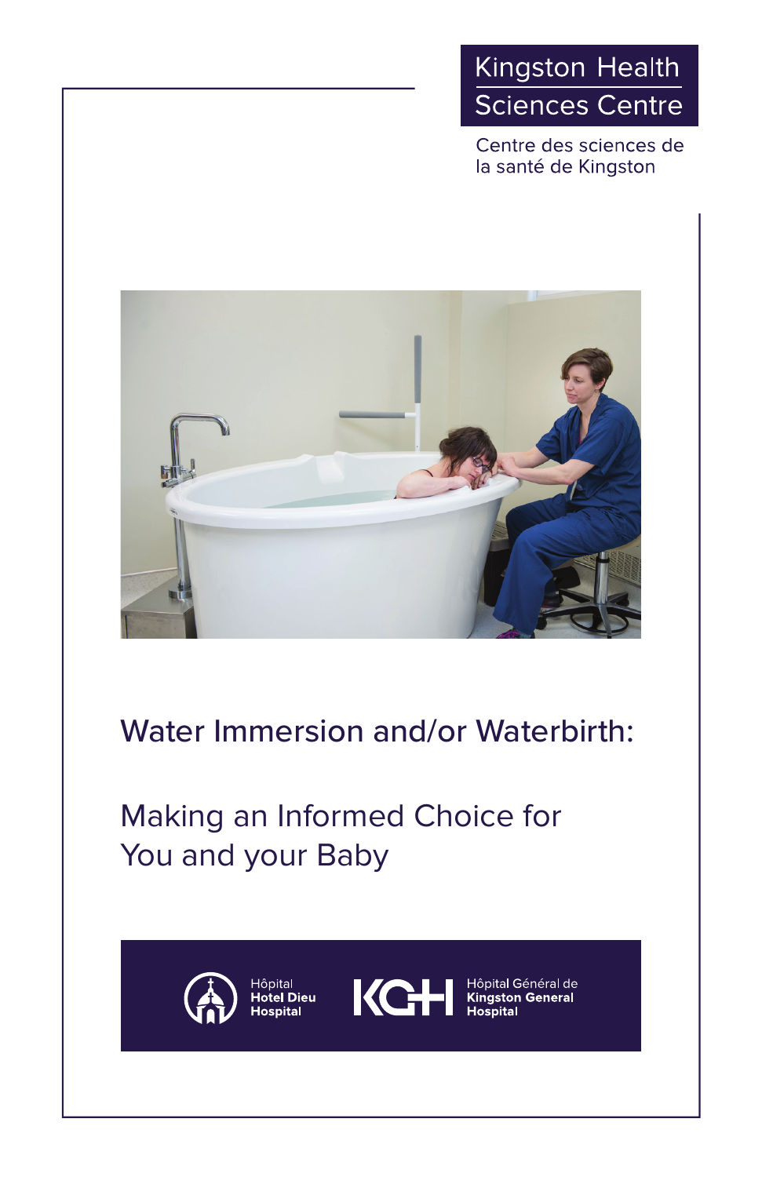Kingston Health Sciences Centre

Centre des sciences de la santé de Kingston

# Water Immersion and/or Waterbirth:

## Making an Informed Choice for You and your Baby

Hôpital Hotel Dieu Hospital

KGH Hôpital Général de Kingston General Hospital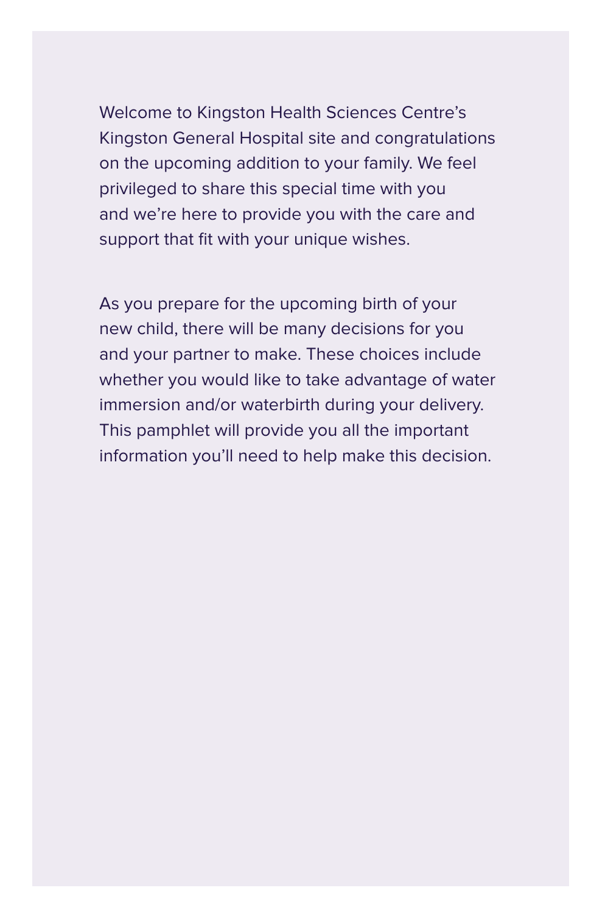Welcome to Kingston Health Sciences Centre's Kingston General Hospital site and congratulations on the upcoming addition to your family. We feel privileged to share this special time with you and we're here to provide you with the care and support that fit with your unique wishes.

As you prepare for the upcoming birth of your new child, there will be many decisions for you and your partner to make. These choices include whether you would like to take advantage of water immersion and/or waterbirth during your delivery. This pamphlet will provide you all the important information you'll need to help make this decision.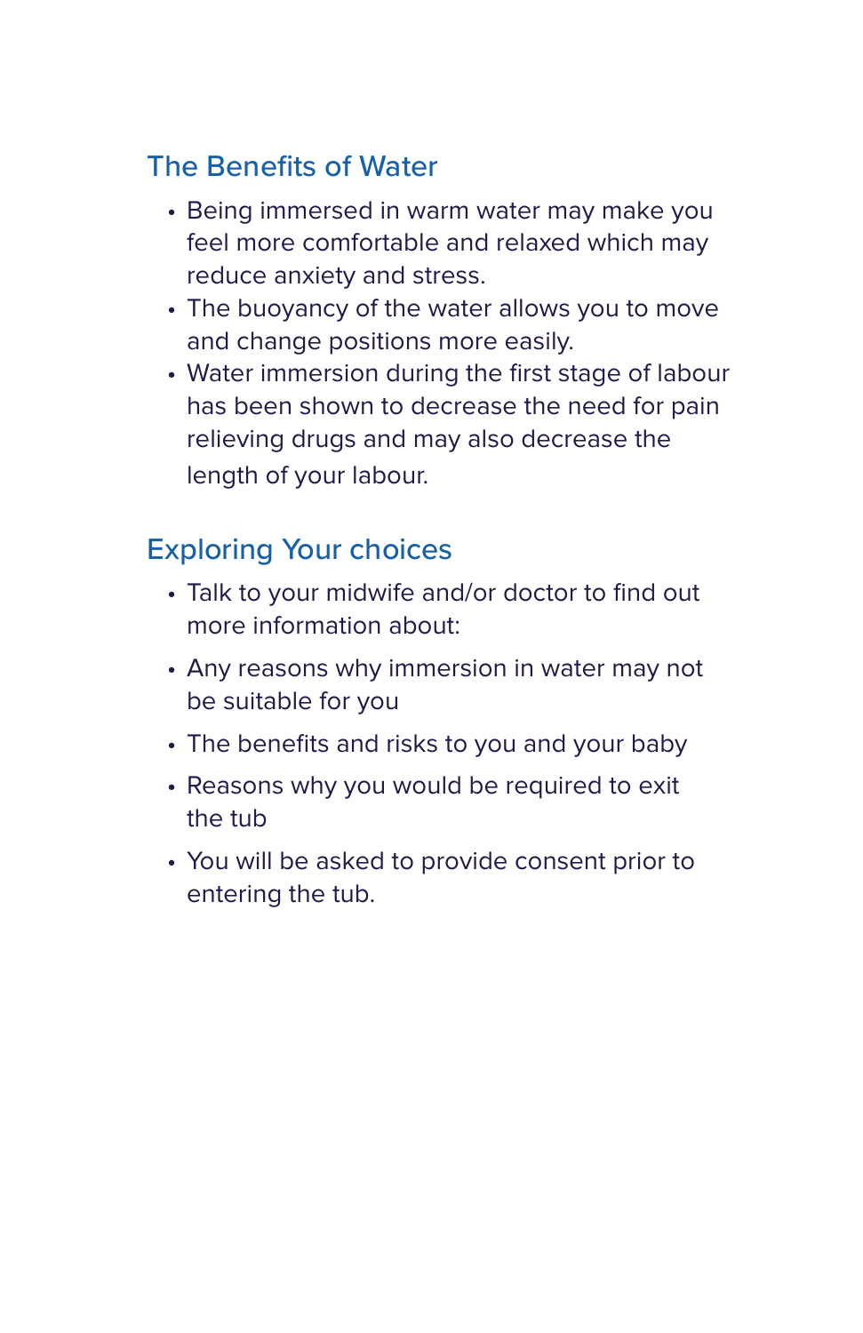## The Benefits of Water

- Being immersed in warm water may make you feel more comfortable and relaxed which may reduce anxiety and stress.
- The buoyancy of the water allows you to move and change positions more easily.
- Water immersion during the first stage of labour has been shown to decrease the need for pain relieving drugs and may also decrease the length of your labour.

## Exploring Your choices

- Talk to your midwife and/or doctor to find out more information about:
- Any reasons why immersion in water may not be suitable for you
- The benefits and risks to you and your baby
- Reasons why you would be required to exit the tub
- You will be asked to provide consent prior to entering the tub.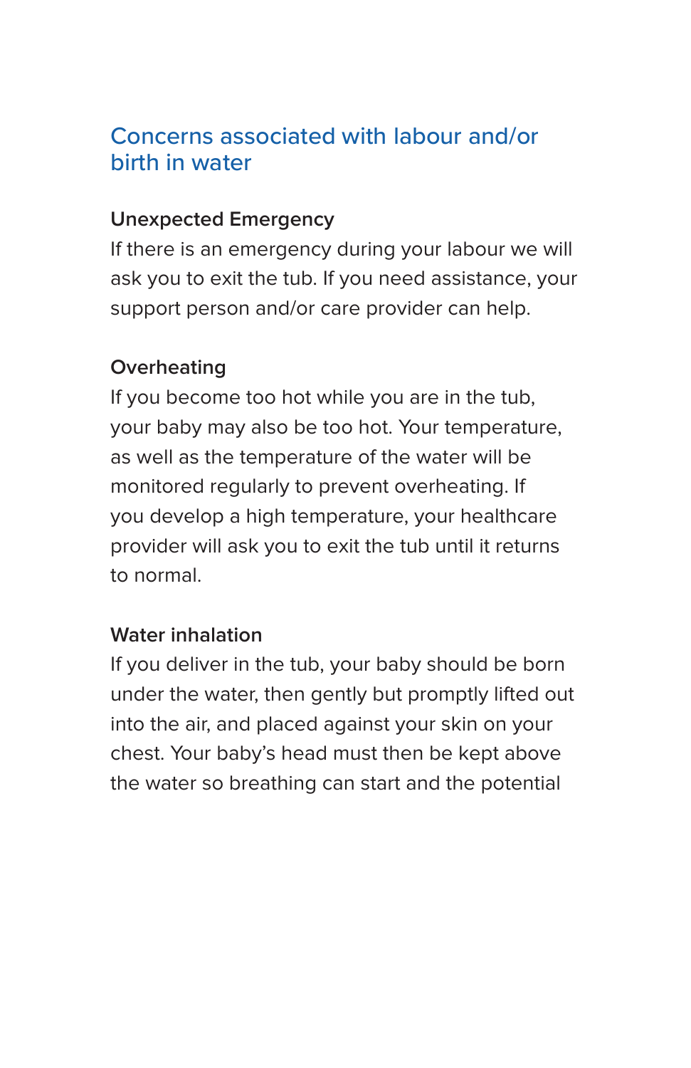## Concerns associated with labour and/or birth in water

### Unexpected Emergency

If there is an emergency during your labour we will ask you to exit the tub. If you need assistance, your support person and/or care provider can help.

### Overheating

If you become too hot while you are in the tub, your baby may also be too hot. Your temperature, as well as the temperature of the water will be monitored regularly to prevent overheating. If you develop a high temperature, your healthcare provider will ask you to exit the tub until it returns to normal.

### Water inhalation

If you deliver in the tub, your baby should be born under the water, then gently but promptly lifted out into the air, and placed against your skin on your chest. Your baby's head must then be kept above the water so breathing can start and the potential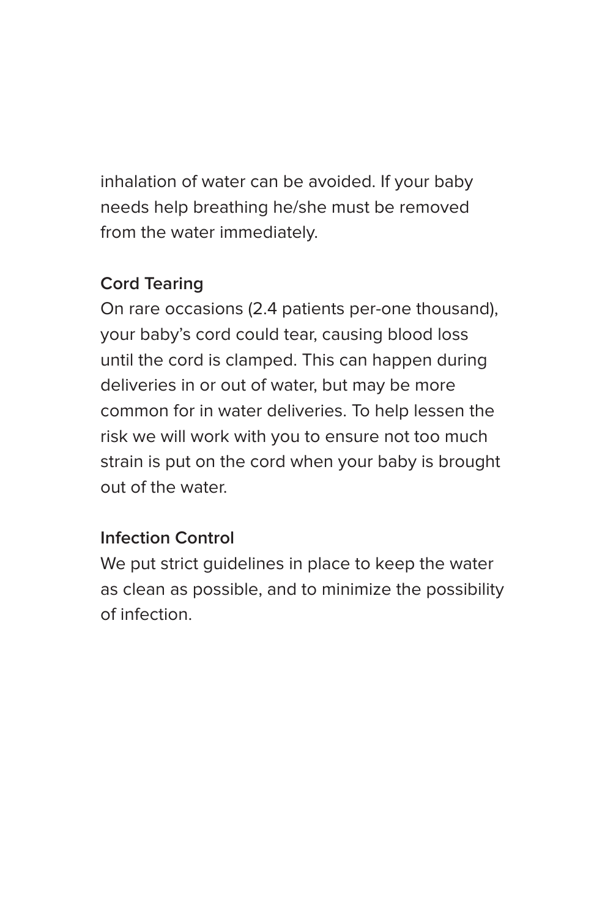inhalation of water can be avoided. If your baby needs help breathing he/she must be removed from the water immediately.

### Cord Tearing

On rare occasions (2.4 patients per-one thousand), your baby's cord could tear, causing blood loss until the cord is clamped. This can happen during deliveries in or out of water, but may be more common for in water deliveries. To help lessen the risk we will work with you to ensure not too much strain is put on the cord when your baby is brought out of the water.

### Infection Control

We put strict guidelines in place to keep the water as clean as possible, and to minimize the possibility of infection.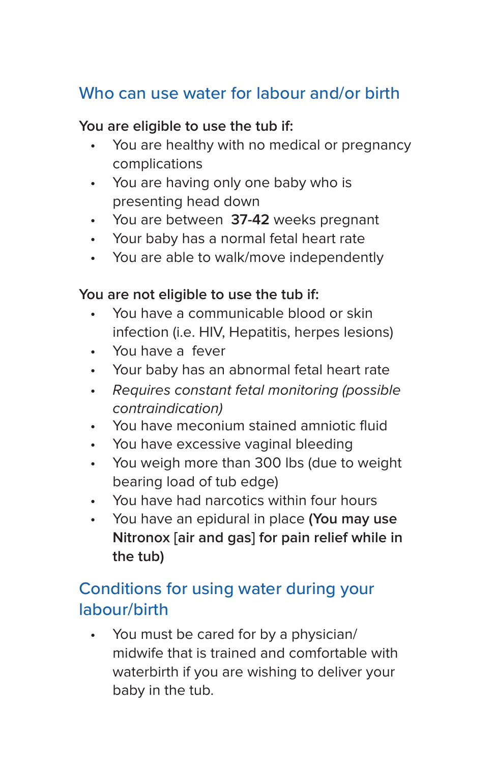## Who can use water for labour and/or birth

**You are eligible to use the tub if:**

- You are healthy with no medical or pregnancy complications
- You are having only one baby who is presenting head down
- You are between **37-42** weeks pregnant
- Your baby has a normal fetal heart rate
- You are able to walk/move independently

**You are not eligible to use the tub if:**

- You have a communicable blood or skin infection (i.e. HIV, Hepatitis, herpes lesions)
- You have a fever
- Your baby has an abnormal fetal heart rate
- *Requires constant fetal monitoring (possible contraindication)*
- You have meconium stained amniotic fluid
- You have excessive vaginal bleeding
- You weigh more than 300 lbs (due to weight bearing load of tub edge)
- You have had narcotics within four hours
- You have an epidural in place **(You may use Nitronox** [**air and gas**] **for pain relief while in the tub)**

## Conditions for using water during your labour/birth

- You must be cared for by a physician/midwife that is trained and comfortable with waterbirth if you are wishing to deliver your baby in the tub.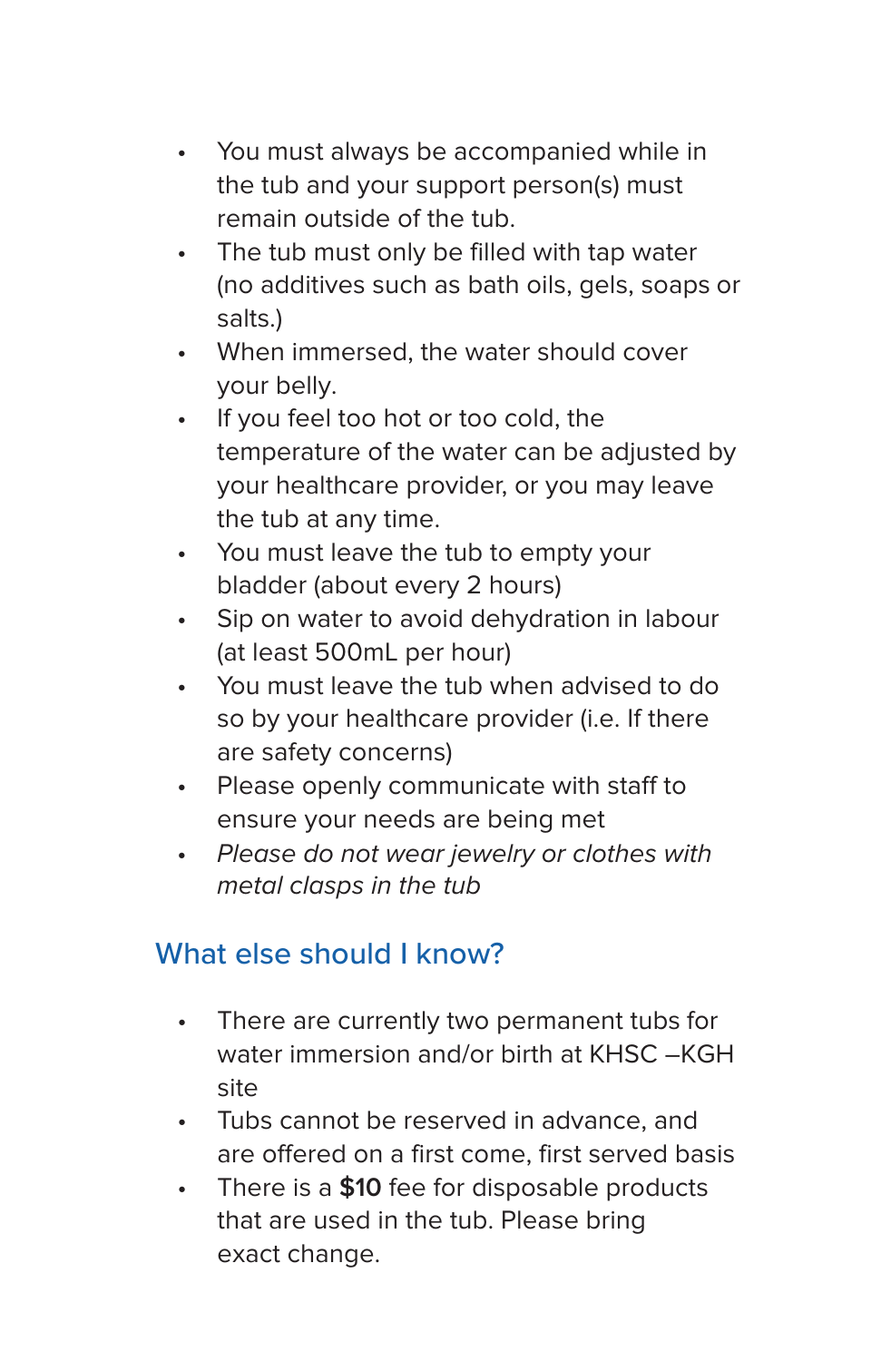- You must always be accompanied while in the tub and your support person(s) must remain outside of the tub.
- The tub must only be filled with tap water (no additives such as bath oils, gels, soaps or salts.)
- When immersed, the water should cover your belly.
- If you feel too hot or too cold, the temperature of the water can be adjusted by your healthcare provider, or you may leave the tub at any time.
- You must leave the tub to empty your bladder (about every 2 hours)
- Sip on water to avoid dehydration in labour (at least 500mL per hour)
- You must leave the tub when advised to do so by your healthcare provider (i.e. If there are safety concerns)
- Please openly communicate with staff to ensure your needs are being met
- *Please do not wear jewelry or clothes with metal clasps in the tub*

## What else should I know?

- There are currently two permanent tubs for water immersion and/or birth at KHSC –KGH site
- Tubs cannot be reserved in advance, and are offered on a first come, first served basis
- There is a **$10** fee for disposable products that are used in the tub. Please bring exact change.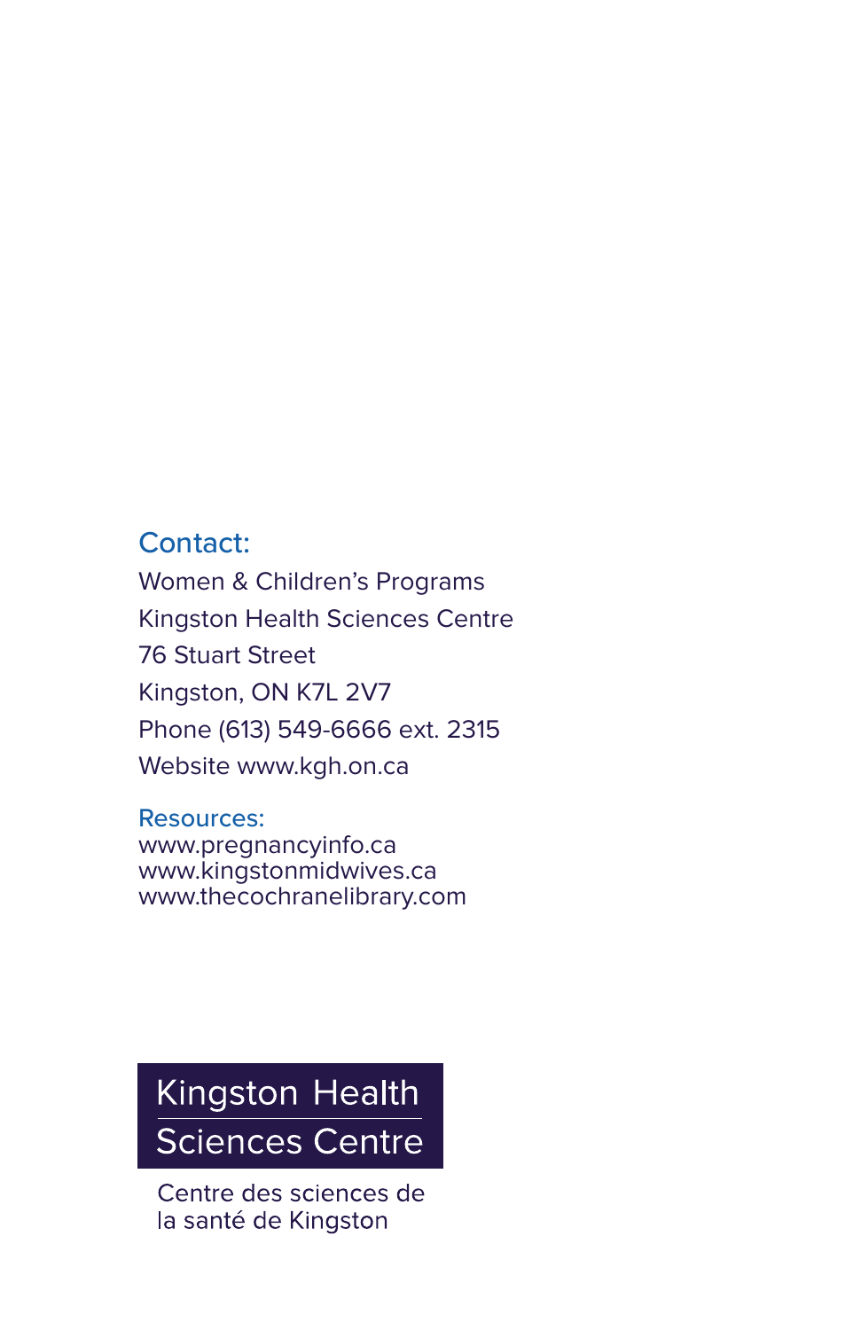## Contact:

Women & Children's Programs
Kingston Health Sciences Centre
76 Stuart Street
Kingston, ON K7L 2V7
Phone (613) 549-6666 ext. 2315
Website www.kgh.on.ca

### Resources:

www.pregnancyinfo.ca
www.kingstonmidwives.ca
www.thecochranelibrary.com

Kingston Health Sciences Centre

Centre des sciences de la santé de Kingston